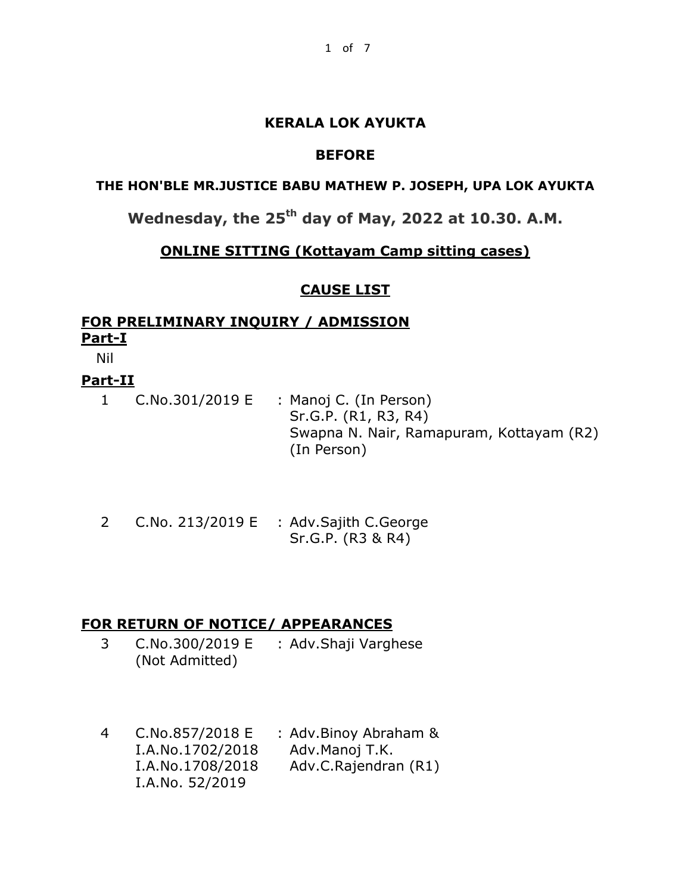**KERALA LOK AYUKTA**

**BEFORE**

**THE HON'BLE MR.JUSTICE BABU MATHEW P. JOSEPH, UPA LOK AYUKTA**

**Wednesday, the 25th day of May, 2022 at 10.30. A.M.**

**ONLINE SITTING (Kottayam Camp sitting cases)**

**CAUSE LIST**

**FOR PRELIMINARY INQUIRY / ADMISSION**

**Part-I**

Nil

**Part-II**

| No. | Case No. | Parties / Counsel |
|---|---|---|
| 1 | C.No.301/2019 E | : Manoj C. (In Person)<br>Sr.G.P. (R1, R3, R4)<br>Swapna N. Nair, Ramapuram, Kottayam (R2) (In Person) |
| 2 | C.No. 213/2019 E | : Adv.Sajith C.George<br>Sr.G.P. (R3 & R4) |

**FOR RETURN OF NOTICE/ APPEARANCES**

| No. | Case No. | Parties / Counsel |
|---|---|---|
| 3 | C.No.300/2019 E<br>(Not Admitted) | : Adv.Shaji Varghese |
| 4 | C.No.857/2018 E<br>I.A.No.1702/2018<br>I.A.No.1708/2018<br>I.A.No. 52/2019 | : Adv.Binoy Abraham &<br>Adv.Manoj T.K.<br>Adv.C.Rajendran (R1) |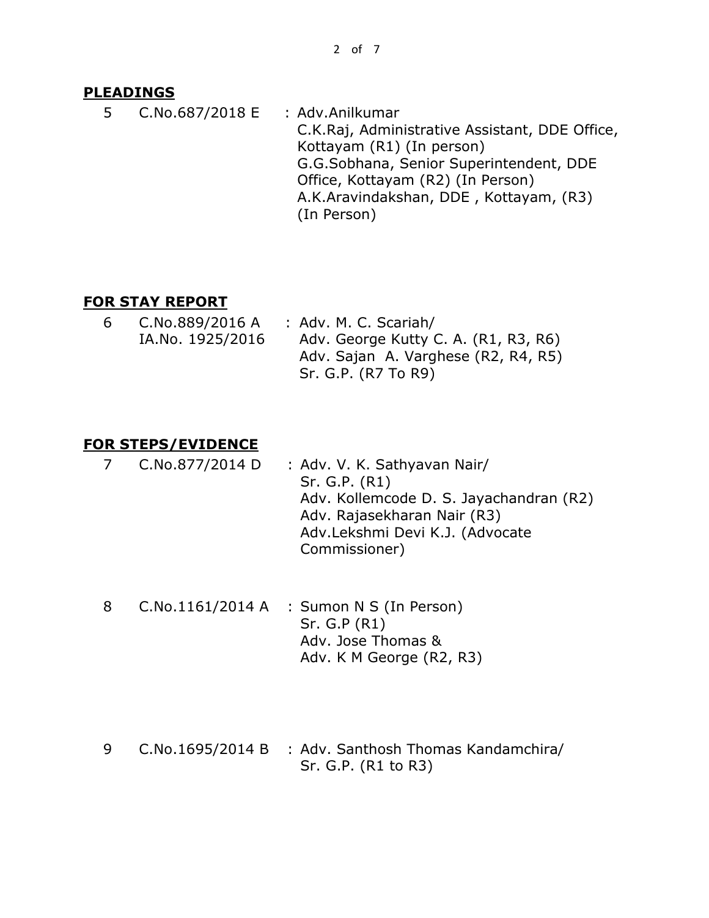## PLEADINGS

| | | |
|---|---|---|
| 5 | C.No.687/2018 E | : Adv.Anilkumar<br>C.K.Raj, Administrative Assistant, DDE Office, Kottayam (R1) (In person)<br>G.G.Sobhana, Senior Superintendent, DDE Office, Kottayam (R2) (In Person)<br>A.K.Aravindakshan, DDE , Kottayam, (R3) (In Person) |

## FOR STAY REPORT

| | | |
|---|---|---|
| 6 | C.No.889/2016 A<br>IA.No. 1925/2016 | : Adv. M. C. Scariah/<br>Adv. George Kutty C. A. (R1, R3, R6)<br>Adv. Sajan A. Varghese (R2, R4, R5)<br>Sr. G.P. (R7 To R9) |

## FOR STEPS/EVIDENCE

| | | |
|---|---|---|
| 7 | C.No.877/2014 D | : Adv. V. K. Sathyavan Nair/<br>Sr. G.P. (R1)<br>Adv. Kollemcode D. S. Jayachandran (R2)<br>Adv. Rajasekharan Nair (R3)<br>Adv.Lekshmi Devi K.J. (Advocate Commissioner) |
| 8 | C.No.1161/2014 A | : Sumon N S (In Person)<br>Sr. G.P (R1)<br>Adv. Jose Thomas &<br>Adv. K M George (R2, R3) |
| 9 | C.No.1695/2014 B | : Adv. Santhosh Thomas Kandamchira/<br>Sr. G.P. (R1 to R3) |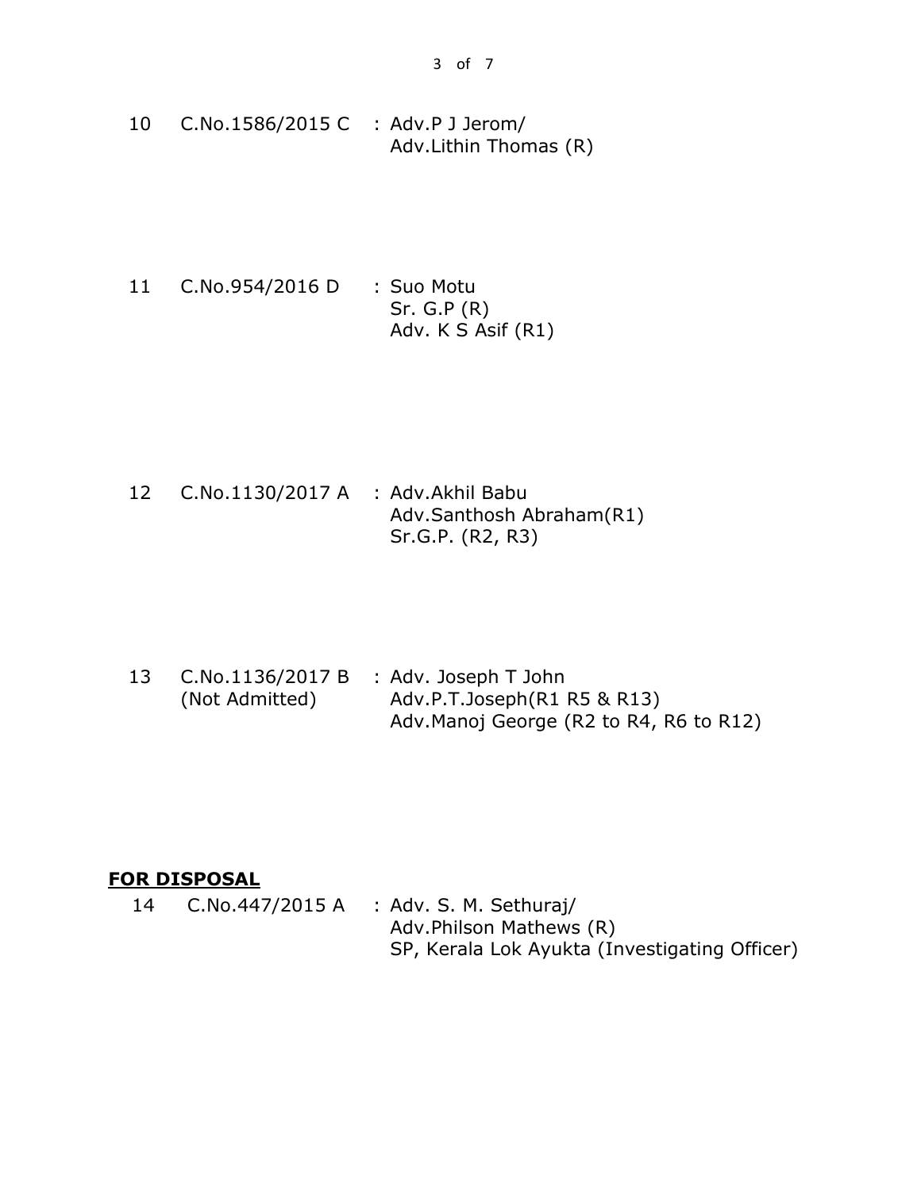| | | |
|---|---|---|
| 10 | C.No.1586/2015 C | : Adv.P J Jerom/<br>Adv.Lithin Thomas (R) |
| 11 | C.No.954/2016 D | : Suo Motu<br>Sr. G.P (R)<br>Adv. K S Asif (R1) |
| 12 | C.No.1130/2017 A | : Adv.Akhil Babu<br>Adv.Santhosh Abraham(R1)<br>Sr.G.P. (R2, R3) |
| 13 | C.No.1136/2017 B<br>(Not Admitted) | : Adv. Joseph T John<br>Adv.P.T.Joseph(R1 R5 & R13)<br>Adv.Manoj George (R2 to R4, R6 to R12) |

**FOR DISPOSAL**

| | | |
|---|---|---|
| 14 | C.No.447/2015 A | : Adv. S. M. Sethuraj/<br>Adv.Philson Mathews (R)<br>SP, Kerala Lok Ayukta (Investigating Officer) |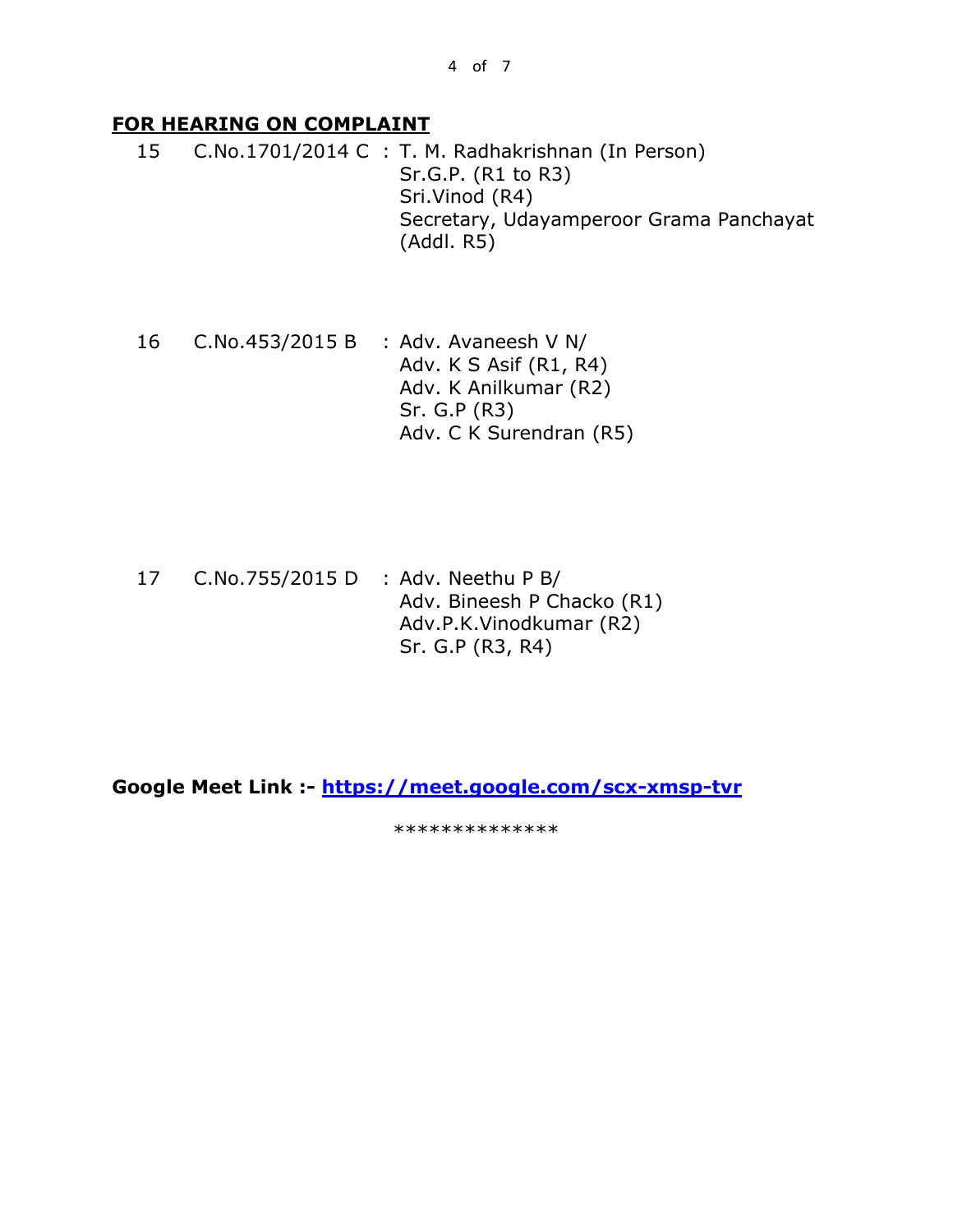**<u>FOR HEARING ON COMPLAINT</u>**

| No. | Case No. | | Parties |
|---|---|---|---|
| 15 | C.No.1701/2014 C | : | T. M. Radhakrishnan (In Person)<br>Sr.G.P. (R1 to R3)<br>Sri.Vinod (R4)<br>Secretary, Udayamperoor Grama Panchayat (Addl. R5) |
| 16 | C.No.453/2015 B | : | Adv. Avaneesh V N/<br>Adv. K S Asif (R1, R4)<br>Adv. K Anilkumar (R2)<br>Sr. G.P (R3)<br>Adv. C K Surendran (R5) |
| 17 | C.No.755/2015 D | : | Adv. Neethu P B/<br>Adv. Bineesh P Chacko (R1)<br>Adv.P.K.Vinodkumar (R2)<br>Sr. G.P (R3, R4) |

**Google Meet Link :- [https://meet.google.com/scx-xmsp-tvr](https://meet.google.com/scx-xmsp-tvr)**

**************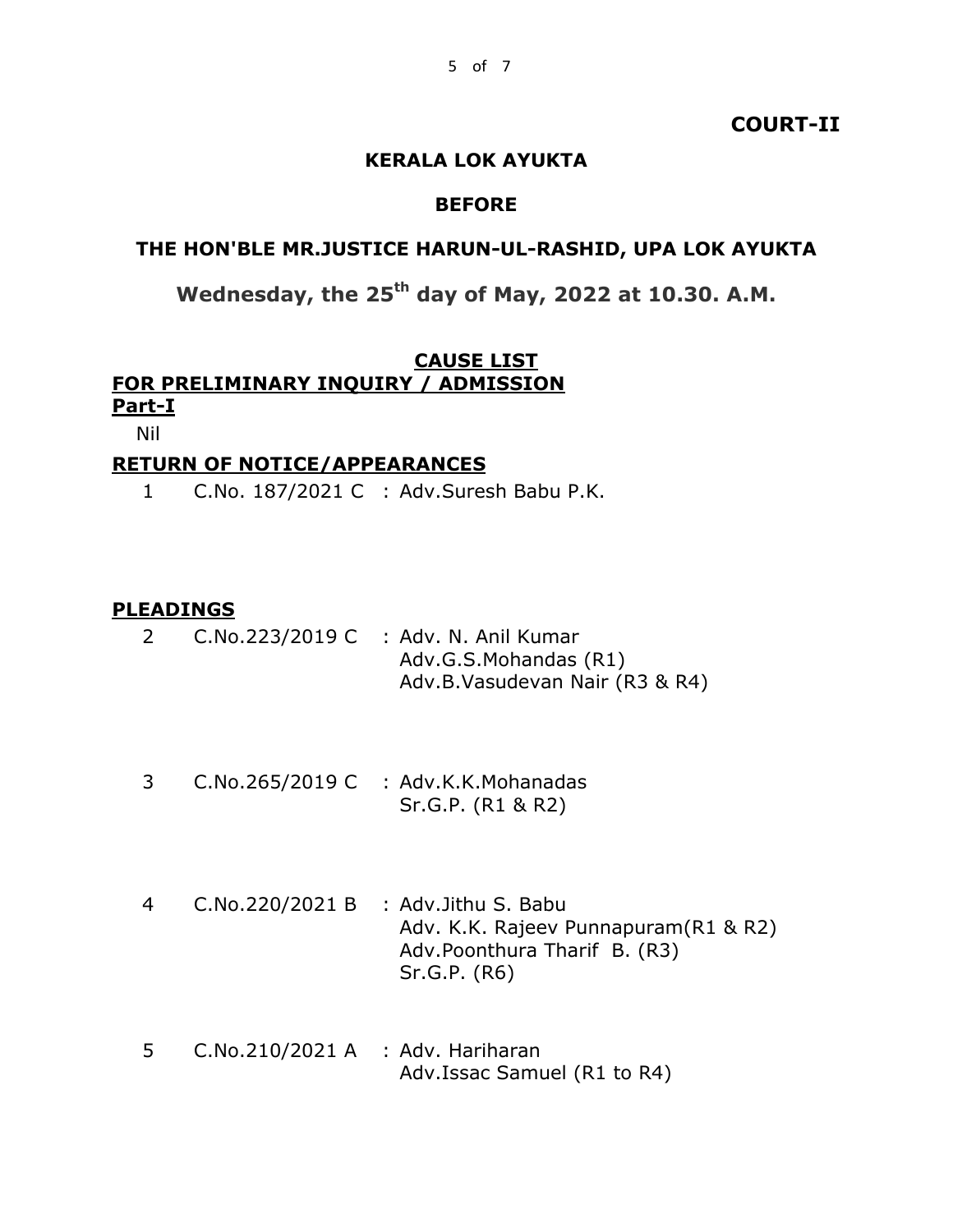**COURT-II**

**KERALA LOK AYUKTA**

**BEFORE**

**THE HON'BLE MR.JUSTICE HARUN-UL-RASHID, UPA LOK AYUKTA**

**Wednesday, the 25th day of May, 2022 at 10.30. A.M.**

**CAUSE LIST**

**FOR PRELIMINARY INQUIRY / ADMISSION**

**Part-I**

Nil

**RETURN OF NOTICE/APPEARANCES**

1 C.No. 187/2021 C : Adv.Suresh Babu P.K.

**PLEADINGS**

2 C.No.223/2019 C : Adv. N. Anil Kumar
Adv.G.S.Mohandas (R1)
Adv.B.Vasudevan Nair (R3 & R4)

3 C.No.265/2019 C : Adv.K.K.Mohanadas
Sr.G.P. (R1 & R2)

4 C.No.220/2021 B : Adv.Jithu S. Babu
Adv. K.K. Rajeev Punnapuram(R1 & R2)
Adv.Poonthura Tharif B. (R3)
Sr.G.P. (R6)

5 C.No.210/2021 A : Adv. Hariharan
Adv.Issac Samuel (R1 to R4)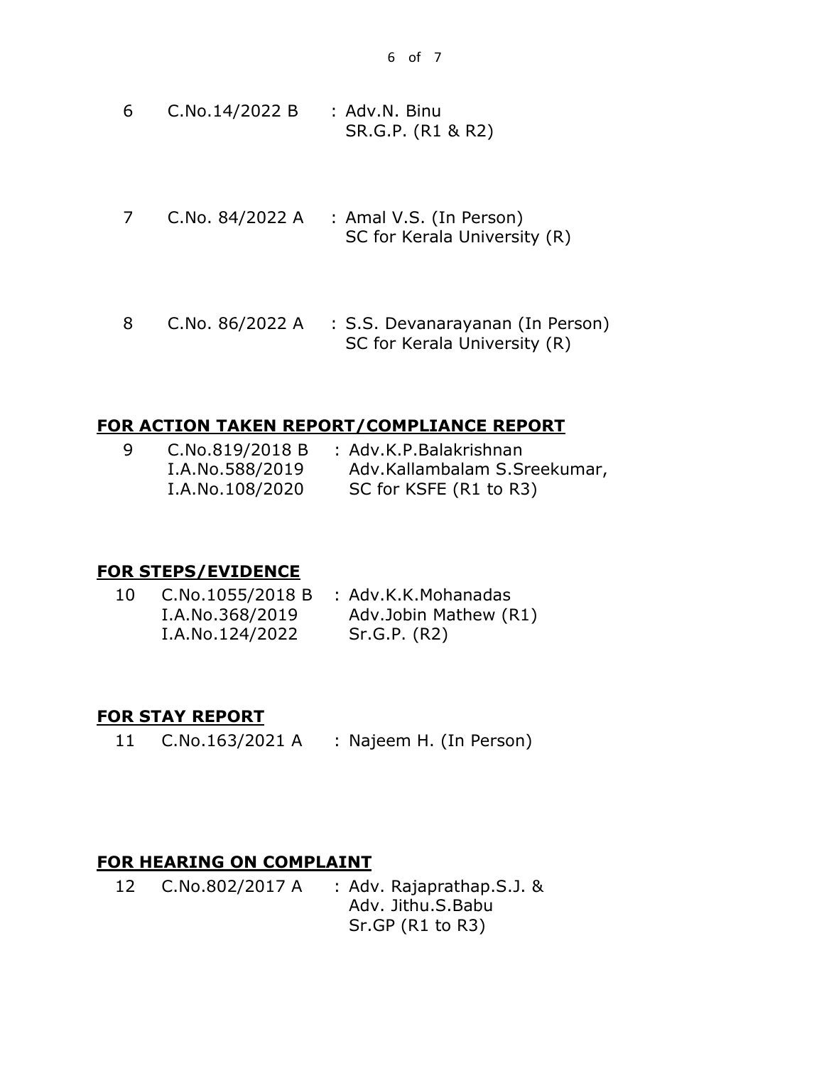| | | |
|---|---|---|
| 6 | C.No.14/2022 B | : Adv.N. Binu<br>SR.G.P. (R1 & R2) |
| 7 | C.No. 84/2022 A | : Amal V.S. (In Person)<br>SC for Kerala University (R) |
| 8 | C.No. 86/2022 A | : S.S. Devanarayanan (In Person)<br>SC for Kerala University (R) |

**FOR ACTION TAKEN REPORT/COMPLIANCE REPORT**

| | | |
|---|---|---|
| 9 | C.No.819/2018 B<br>I.A.No.588/2019<br>I.A.No.108/2020 | : Adv.K.P.Balakrishnan<br>Adv.Kallambalam S.Sreekumar,<br>SC for KSFE (R1 to R3) |

**FOR STEPS/EVIDENCE**

| | | |
|---|---|---|
| 10 | C.No.1055/2018 B<br>I.A.No.368/2019<br>I.A.No.124/2022 | : Adv.K.K.Mohanadas<br>Adv.Jobin Mathew (R1)<br>Sr.G.P. (R2) |

**FOR STAY REPORT**

| | | |
|---|---|---|
| 11 | C.No.163/2021 A | : Najeem H. (In Person) |

**FOR HEARING ON COMPLAINT**

| | | |
|---|---|---|
| 12 | C.No.802/2017 A | : Adv. Rajaprathap.S.J. &<br>Adv. Jithu.S.Babu<br>Sr.GP (R1 to R3) |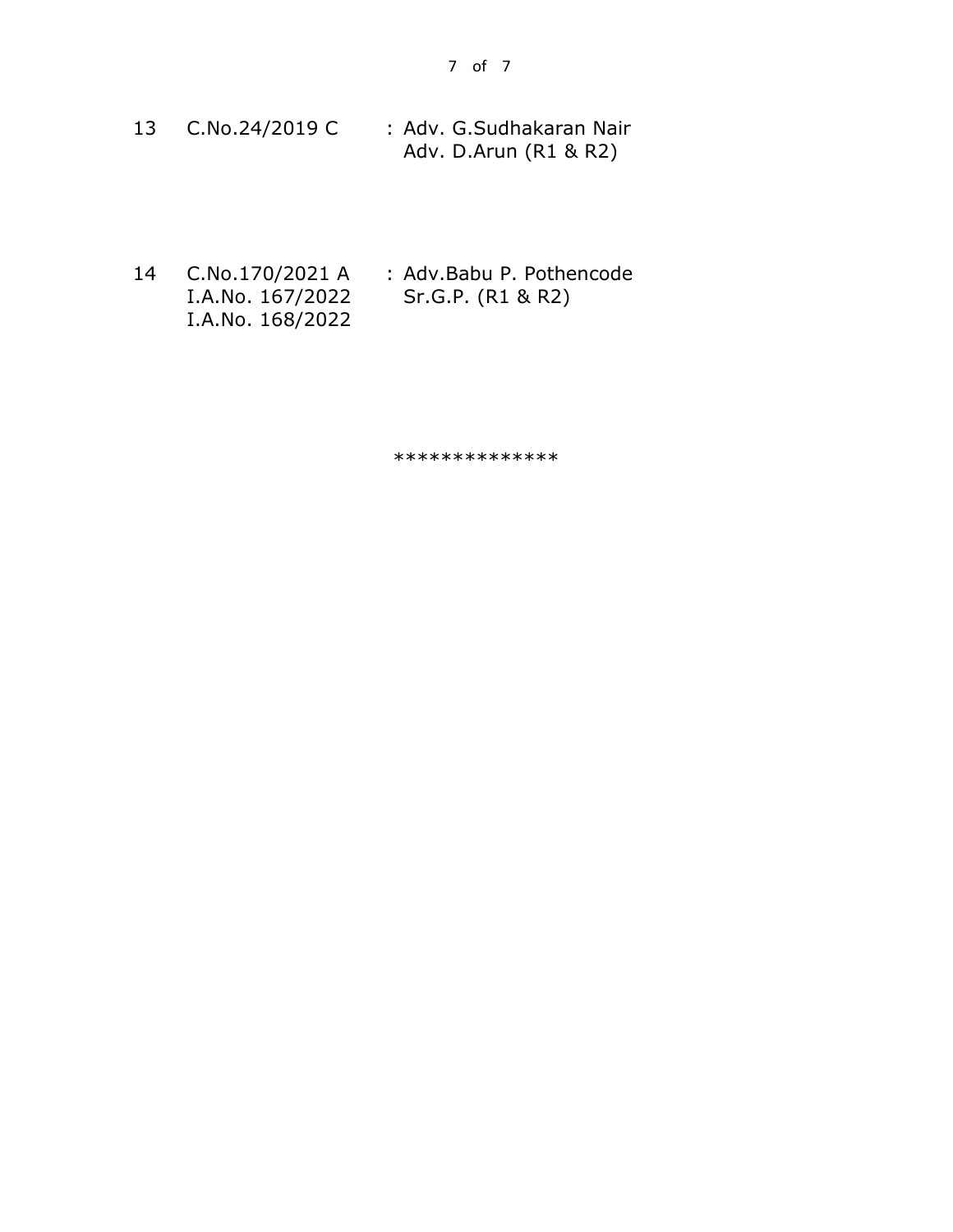| | | |
|---|---|---|
| 13 | C.No.24/2019 C | : Adv. G.Sudhakaran Nair<br>Adv. D.Arun (R1 & R2) |
| 14 | C.No.170/2021 A<br>I.A.No. 167/2022<br>I.A.No. 168/2022 | : Adv.Babu P. Pothencode<br>Sr.G.P. (R1 & R2) |

**************